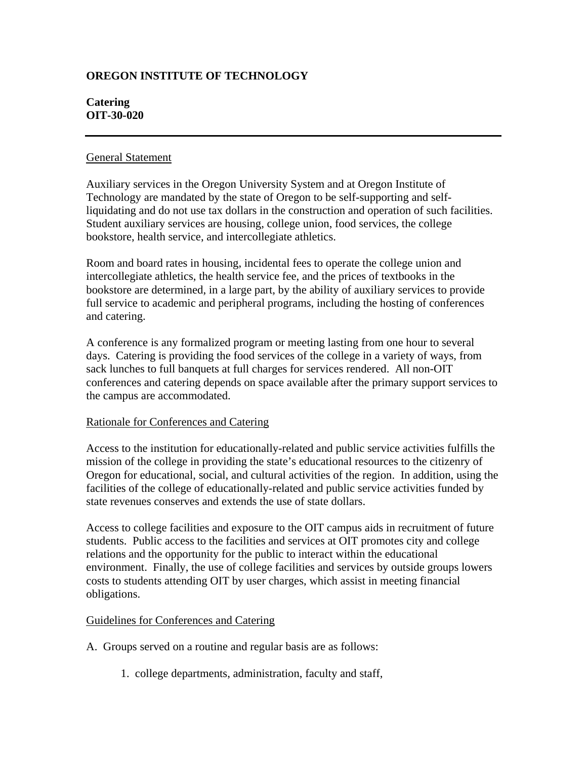**OREGON INSTITUTE OF TECHNOLOGY**

**Catering**
**OIT-30-020**

---

General Statement

Auxiliary services in the Oregon University System and at Oregon Institute of Technology are mandated by the state of Oregon to be self-supporting and self-liquidating and do not use tax dollars in the construction and operation of such facilities. Student auxiliary services are housing, college union, food services, the college bookstore, health service, and intercollegiate athletics.

Room and board rates in housing, incidental fees to operate the college union and intercollegiate athletics, the health service fee, and the prices of textbooks in the bookstore are determined, in a large part, by the ability of auxiliary services to provide full service to academic and peripheral programs, including the hosting of conferences and catering.

A conference is any formalized program or meeting lasting from one hour to several days. Catering is providing the food services of the college in a variety of ways, from sack lunches to full banquets at full charges for services rendered. All non-OIT conferences and catering depends on space available after the primary support services to the campus are accommodated.

Rationale for Conferences and Catering

Access to the institution for educationally-related and public service activities fulfills the mission of the college in providing the state's educational resources to the citizenry of Oregon for educational, social, and cultural activities of the region. In addition, using the facilities of the college of educationally-related and public service activities funded by state revenues conserves and extends the use of state dollars.

Access to college facilities and exposure to the OIT campus aids in recruitment of future students. Public access to the facilities and services at OIT promotes city and college relations and the opportunity for the public to interact within the educational environment. Finally, the use of college facilities and services by outside groups lowers costs to students attending OIT by user charges, which assist in meeting financial obligations.

Guidelines for Conferences and Catering

A. Groups served on a routine and regular basis are as follows:

1. college departments, administration, faculty and staff,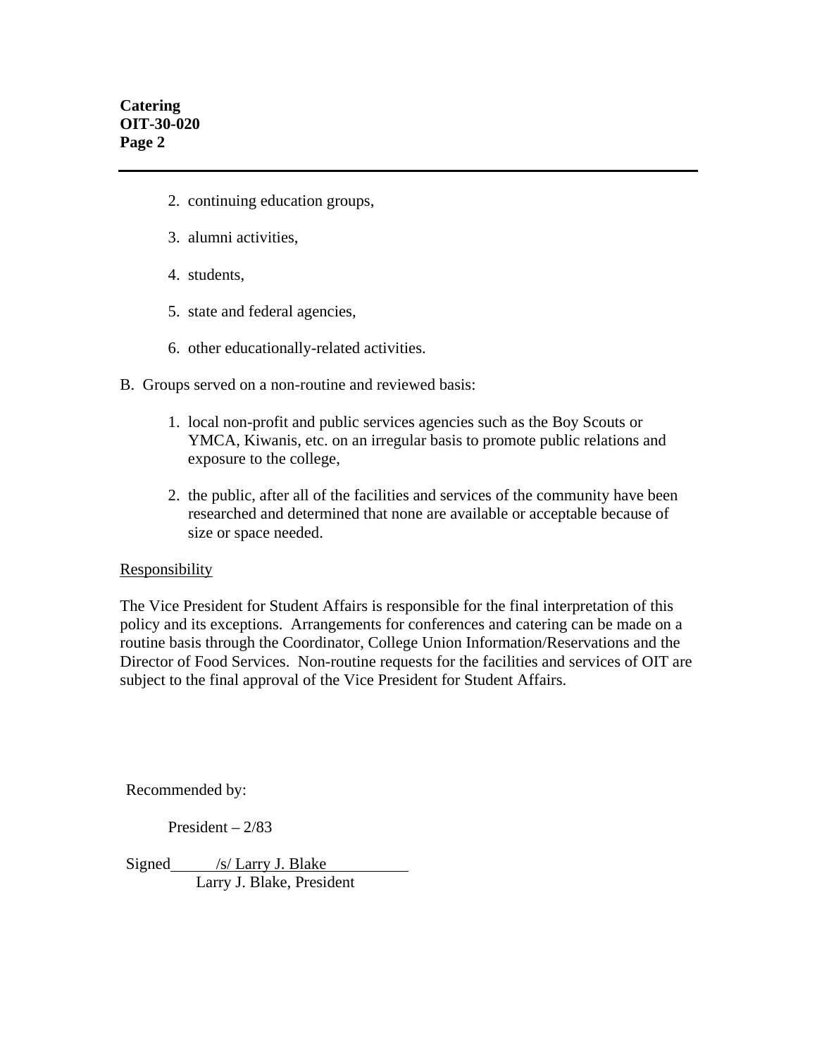2. continuing education groups,

3. alumni activities,

4. students,

5. state and federal agencies,

6. other educationally-related activities.

B. Groups served on a non-routine and reviewed basis:

1. local non-profit and public services agencies such as the Boy Scouts or YMCA, Kiwanis, etc. on an irregular basis to promote public relations and exposure to the college,

2. the public, after all of the facilities and services of the community have been researched and determined that none are available or acceptable because of size or space needed.

<u>Responsibility</u>

The Vice President for Student Affairs is responsible for the final interpretation of this policy and its exceptions. Arrangements for conferences and catering can be made on a routine basis through the Coordinator, College Union Information/Reservations and the Director of Food Services. Non-routine requests for the facilities and services of OIT are subject to the final approval of the Vice President for Student Affairs.

Recommended by:

President – 2/83

Signed /s/ Larry J. Blake
Larry J. Blake, President